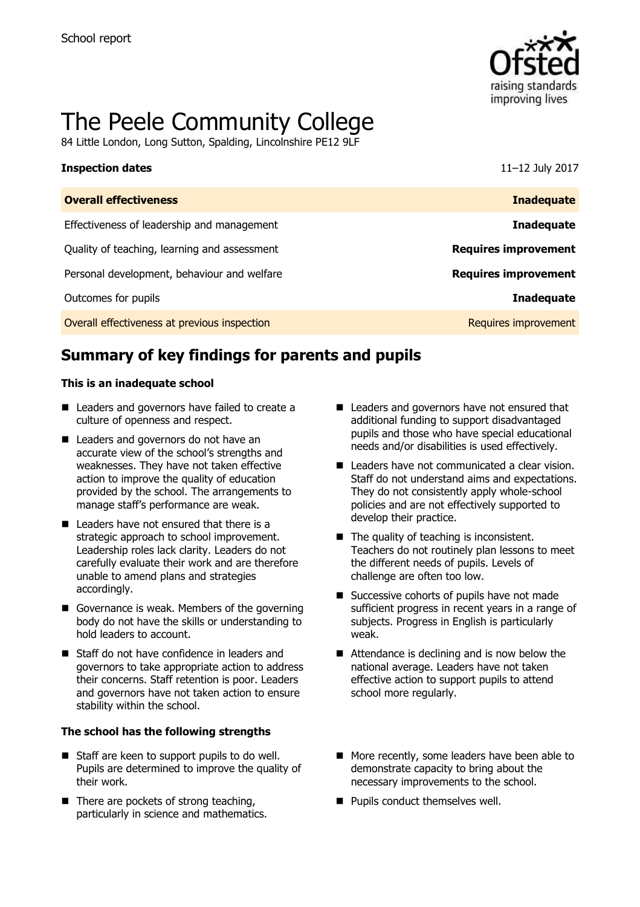School report

# The Peele Community College

84 Little London, Long Sutton, Spalding, Lincolnshire PE12 9LF

| **Inspection dates** | 11–12 July 2017 |
|---|---|
| **Overall effectiveness** | **Inadequate** |
| Effectiveness of leadership and management | **Inadequate** |
| Quality of teaching, learning and assessment | **Requires improvement** |
| Personal development, behaviour and welfare | **Requires improvement** |
| Outcomes for pupils | **Inadequate** |
| Overall effectiveness at previous inspection | Requires improvement |

## Summary of key findings for parents and pupils

### This is an inadequate school

- Leaders and governors have failed to create a culture of openness and respect.
- Leaders and governors do not have an accurate view of the school's strengths and weaknesses. They have not taken effective action to improve the quality of education provided by the school. The arrangements to manage staff's performance are weak.
- Leaders have not ensured that there is a strategic approach to school improvement. Leadership roles lack clarity. Leaders do not carefully evaluate their work and are therefore unable to amend plans and strategies accordingly.
- Governance is weak. Members of the governing body do not have the skills or understanding to hold leaders to account.
- Staff do not have confidence in leaders and governors to take appropriate action to address their concerns. Staff retention is poor. Leaders and governors have not taken action to ensure stability within the school.
- Leaders and governors have not ensured that additional funding to support disadvantaged pupils and those who have special educational needs and/or disabilities is used effectively.
- Leaders have not communicated a clear vision. Staff do not understand aims and expectations. They do not consistently apply whole-school policies and are not effectively supported to develop their practice.
- The quality of teaching is inconsistent. Teachers do not routinely plan lessons to meet the different needs of pupils. Levels of challenge are often too low.
- Successive cohorts of pupils have not made sufficient progress in recent years in a range of subjects. Progress in English is particularly weak.
- Attendance is declining and is now below the national average. Leaders have not taken effective action to support pupils to attend school more regularly.

### The school has the following strengths

- Staff are keen to support pupils to do well. Pupils are determined to improve the quality of their work.
- There are pockets of strong teaching, particularly in science and mathematics.
- More recently, some leaders have been able to demonstrate capacity to bring about the necessary improvements to the school.
- Pupils conduct themselves well.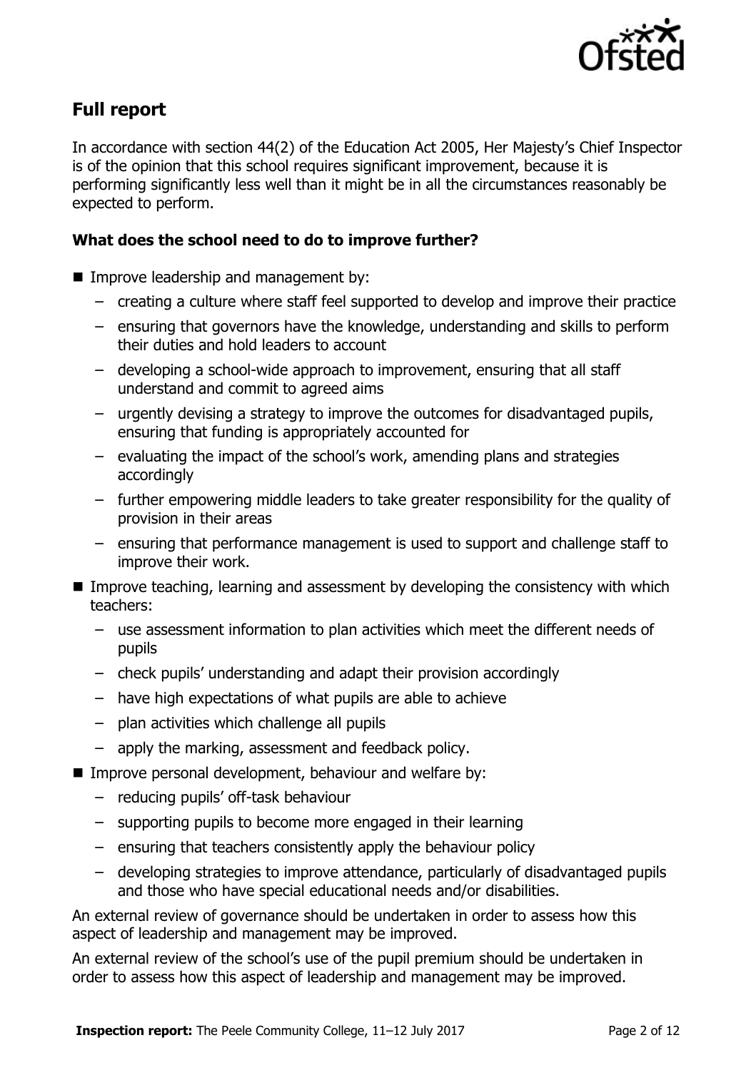## Full report

In accordance with section 44(2) of the Education Act 2005, Her Majesty's Chief Inspector is of the opinion that this school requires significant improvement, because it is performing significantly less well than it might be in all the circumstances reasonably be expected to perform.

### What does the school need to do to improve further?

- Improve leadership and management by:
  - creating a culture where staff feel supported to develop and improve their practice
  - ensuring that governors have the knowledge, understanding and skills to perform their duties and hold leaders to account
  - developing a school-wide approach to improvement, ensuring that all staff understand and commit to agreed aims
  - urgently devising a strategy to improve the outcomes for disadvantaged pupils, ensuring that funding is appropriately accounted for
  - evaluating the impact of the school's work, amending plans and strategies accordingly
  - further empowering middle leaders to take greater responsibility for the quality of provision in their areas
  - ensuring that performance management is used to support and challenge staff to improve their work.
- Improve teaching, learning and assessment by developing the consistency with which teachers:
  - use assessment information to plan activities which meet the different needs of pupils
  - check pupils' understanding and adapt their provision accordingly
  - have high expectations of what pupils are able to achieve
  - plan activities which challenge all pupils
  - apply the marking, assessment and feedback policy.
- Improve personal development, behaviour and welfare by:
  - reducing pupils' off-task behaviour
  - supporting pupils to become more engaged in their learning
  - ensuring that teachers consistently apply the behaviour policy
  - developing strategies to improve attendance, particularly of disadvantaged pupils and those who have special educational needs and/or disabilities.

An external review of governance should be undertaken in order to assess how this aspect of leadership and management may be improved.

An external review of the school's use of the pupil premium should be undertaken in order to assess how this aspect of leadership and management may be improved.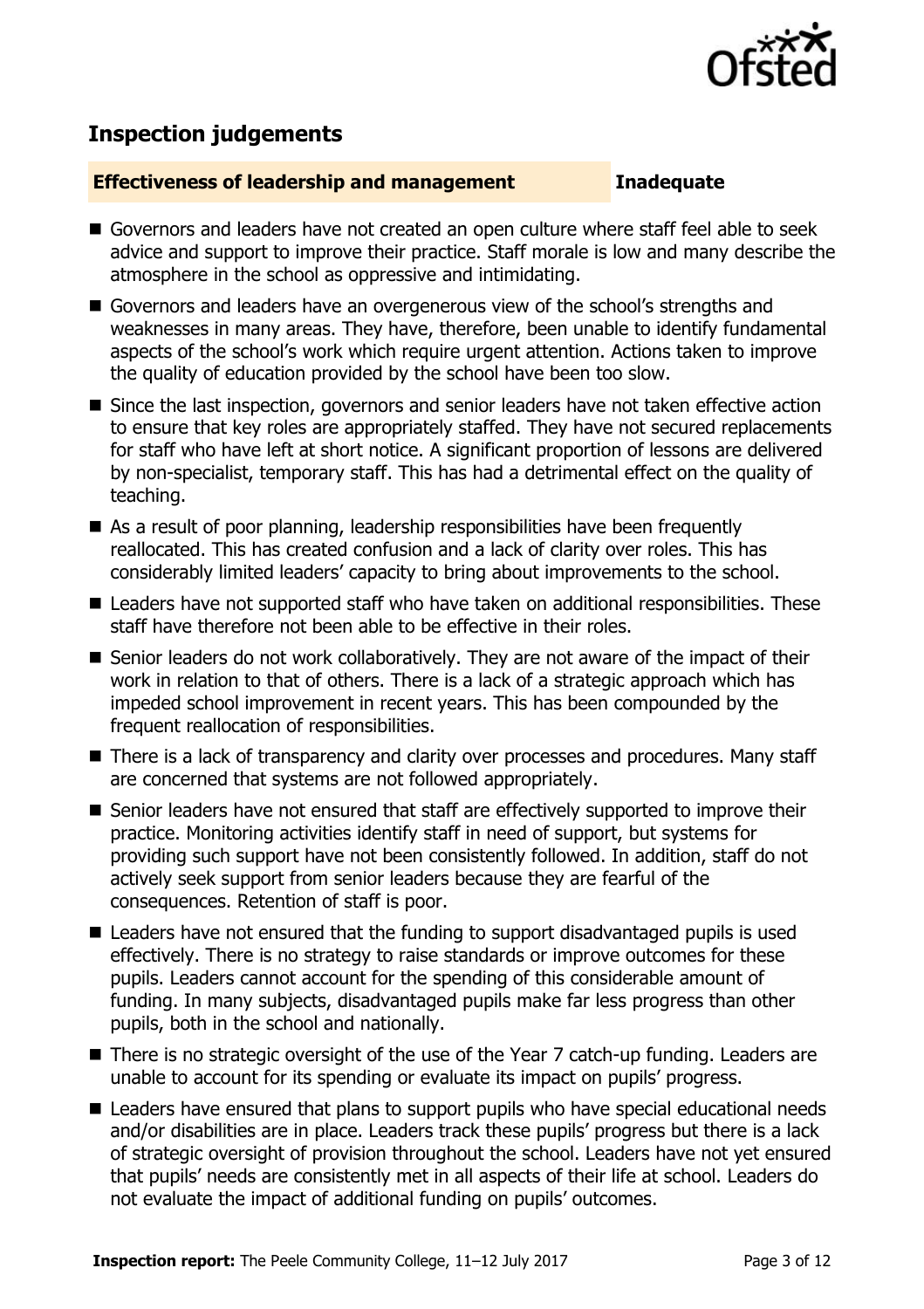## Inspection judgements

**Effectiveness of leadership and management** **Inadequate**

- Governors and leaders have not created an open culture where staff feel able to seek advice and support to improve their practice. Staff morale is low and many describe the atmosphere in the school as oppressive and intimidating.
- Governors and leaders have an overgenerous view of the school's strengths and weaknesses in many areas. They have, therefore, been unable to identify fundamental aspects of the school's work which require urgent attention. Actions taken to improve the quality of education provided by the school have been too slow.
- Since the last inspection, governors and senior leaders have not taken effective action to ensure that key roles are appropriately staffed. They have not secured replacements for staff who have left at short notice. A significant proportion of lessons are delivered by non-specialist, temporary staff. This has had a detrimental effect on the quality of teaching.
- As a result of poor planning, leadership responsibilities have been frequently reallocated. This has created confusion and a lack of clarity over roles. This has considerably limited leaders' capacity to bring about improvements to the school.
- Leaders have not supported staff who have taken on additional responsibilities. These staff have therefore not been able to be effective in their roles.
- Senior leaders do not work collaboratively. They are not aware of the impact of their work in relation to that of others. There is a lack of a strategic approach which has impeded school improvement in recent years. This has been compounded by the frequent reallocation of responsibilities.
- There is a lack of transparency and clarity over processes and procedures. Many staff are concerned that systems are not followed appropriately.
- Senior leaders have not ensured that staff are effectively supported to improve their practice. Monitoring activities identify staff in need of support, but systems for providing such support have not been consistently followed. In addition, staff do not actively seek support from senior leaders because they are fearful of the consequences. Retention of staff is poor.
- Leaders have not ensured that the funding to support disadvantaged pupils is used effectively. There is no strategy to raise standards or improve outcomes for these pupils. Leaders cannot account for the spending of this considerable amount of funding. In many subjects, disadvantaged pupils make far less progress than other pupils, both in the school and nationally.
- There is no strategic oversight of the use of the Year 7 catch-up funding. Leaders are unable to account for its spending or evaluate its impact on pupils' progress.
- Leaders have ensured that plans to support pupils who have special educational needs and/or disabilities are in place. Leaders track these pupils' progress but there is a lack of strategic oversight of provision throughout the school. Leaders have not yet ensured that pupils' needs are consistently met in all aspects of their life at school. Leaders do not evaluate the impact of additional funding on pupils' outcomes.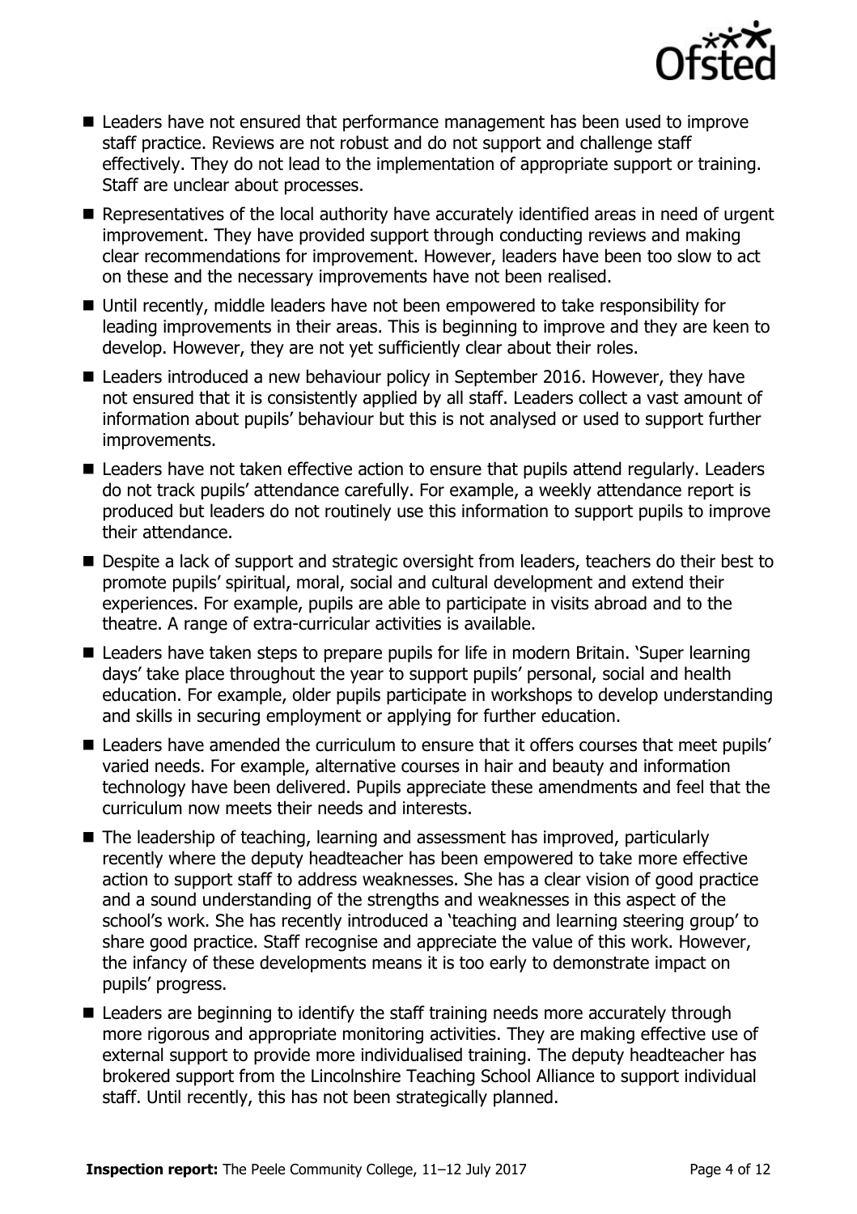- Leaders have not ensured that performance management has been used to improve staff practice. Reviews are not robust and do not support and challenge staff effectively. They do not lead to the implementation of appropriate support or training. Staff are unclear about processes.
- Representatives of the local authority have accurately identified areas in need of urgent improvement. They have provided support through conducting reviews and making clear recommendations for improvement. However, leaders have been too slow to act on these and the necessary improvements have not been realised.
- Until recently, middle leaders have not been empowered to take responsibility for leading improvements in their areas. This is beginning to improve and they are keen to develop. However, they are not yet sufficiently clear about their roles.
- Leaders introduced a new behaviour policy in September 2016. However, they have not ensured that it is consistently applied by all staff. Leaders collect a vast amount of information about pupils' behaviour but this is not analysed or used to support further improvements.
- Leaders have not taken effective action to ensure that pupils attend regularly. Leaders do not track pupils' attendance carefully. For example, a weekly attendance report is produced but leaders do not routinely use this information to support pupils to improve their attendance.
- Despite a lack of support and strategic oversight from leaders, teachers do their best to promote pupils' spiritual, moral, social and cultural development and extend their experiences. For example, pupils are able to participate in visits abroad and to the theatre. A range of extra-curricular activities is available.
- Leaders have taken steps to prepare pupils for life in modern Britain. 'Super learning days' take place throughout the year to support pupils' personal, social and health education. For example, older pupils participate in workshops to develop understanding and skills in securing employment or applying for further education.
- Leaders have amended the curriculum to ensure that it offers courses that meet pupils' varied needs. For example, alternative courses in hair and beauty and information technology have been delivered. Pupils appreciate these amendments and feel that the curriculum now meets their needs and interests.
- The leadership of teaching, learning and assessment has improved, particularly recently where the deputy headteacher has been empowered to take more effective action to support staff to address weaknesses. She has a clear vision of good practice and a sound understanding of the strengths and weaknesses in this aspect of the school's work. She has recently introduced a 'teaching and learning steering group' to share good practice. Staff recognise and appreciate the value of this work. However, the infancy of these developments means it is too early to demonstrate impact on pupils' progress.
- Leaders are beginning to identify the staff training needs more accurately through more rigorous and appropriate monitoring activities. They are making effective use of external support to provide more individualised training. The deputy headteacher has brokered support from the Lincolnshire Teaching School Alliance to support individual staff. Until recently, this has not been strategically planned.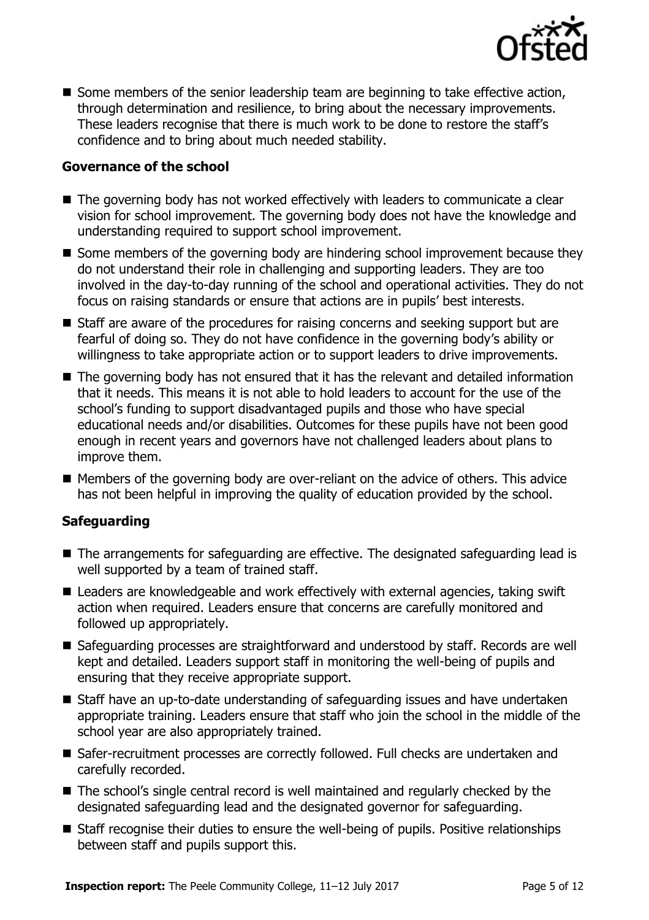- Some members of the senior leadership team are beginning to take effective action, through determination and resilience, to bring about the necessary improvements. These leaders recognise that there is much work to be done to restore the staff's confidence and to bring about much needed stability.

### Governance of the school

- The governing body has not worked effectively with leaders to communicate a clear vision for school improvement. The governing body does not have the knowledge and understanding required to support school improvement.
- Some members of the governing body are hindering school improvement because they do not understand their role in challenging and supporting leaders. They are too involved in the day-to-day running of the school and operational activities. They do not focus on raising standards or ensure that actions are in pupils' best interests.
- Staff are aware of the procedures for raising concerns and seeking support but are fearful of doing so. They do not have confidence in the governing body's ability or willingness to take appropriate action or to support leaders to drive improvements.
- The governing body has not ensured that it has the relevant and detailed information that it needs. This means it is not able to hold leaders to account for the use of the school's funding to support disadvantaged pupils and those who have special educational needs and/or disabilities. Outcomes for these pupils have not been good enough in recent years and governors have not challenged leaders about plans to improve them.
- Members of the governing body are over-reliant on the advice of others. This advice has not been helpful in improving the quality of education provided by the school.

### Safeguarding

- The arrangements for safeguarding are effective. The designated safeguarding lead is well supported by a team of trained staff.
- Leaders are knowledgeable and work effectively with external agencies, taking swift action when required. Leaders ensure that concerns are carefully monitored and followed up appropriately.
- Safeguarding processes are straightforward and understood by staff. Records are well kept and detailed. Leaders support staff in monitoring the well-being of pupils and ensuring that they receive appropriate support.
- Staff have an up-to-date understanding of safeguarding issues and have undertaken appropriate training. Leaders ensure that staff who join the school in the middle of the school year are also appropriately trained.
- Safer-recruitment processes are correctly followed. Full checks are undertaken and carefully recorded.
- The school's single central record is well maintained and regularly checked by the designated safeguarding lead and the designated governor for safeguarding.
- Staff recognise their duties to ensure the well-being of pupils. Positive relationships between staff and pupils support this.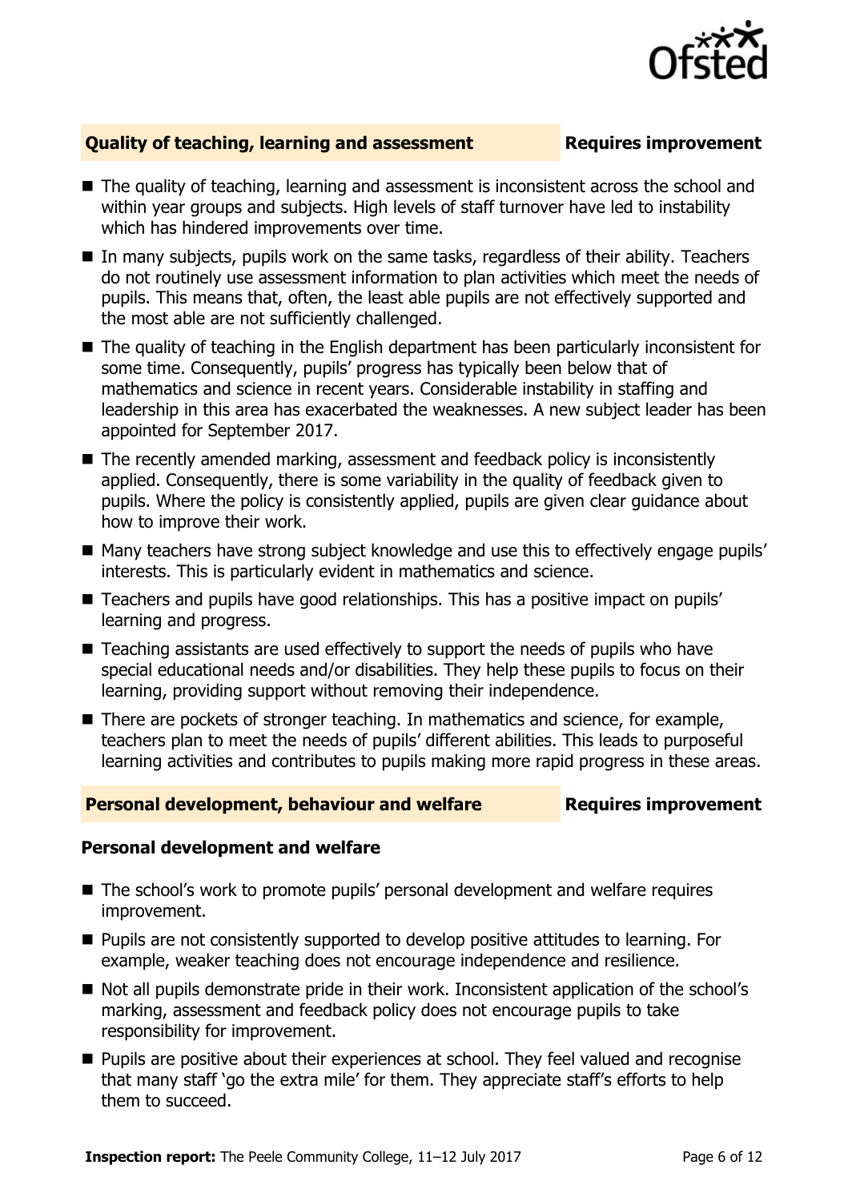## Quality of teaching, learning and assessment — Requires improvement

- The quality of teaching, learning and assessment is inconsistent across the school and within year groups and subjects. High levels of staff turnover have led to instability which has hindered improvements over time.
- In many subjects, pupils work on the same tasks, regardless of their ability. Teachers do not routinely use assessment information to plan activities which meet the needs of pupils. This means that, often, the least able pupils are not effectively supported and the most able are not sufficiently challenged.
- The quality of teaching in the English department has been particularly inconsistent for some time. Consequently, pupils' progress has typically been below that of mathematics and science in recent years. Considerable instability in staffing and leadership in this area has exacerbated the weaknesses. A new subject leader has been appointed for September 2017.
- The recently amended marking, assessment and feedback policy is inconsistently applied. Consequently, there is some variability in the quality of feedback given to pupils. Where the policy is consistently applied, pupils are given clear guidance about how to improve their work.
- Many teachers have strong subject knowledge and use this to effectively engage pupils' interests. This is particularly evident in mathematics and science.
- Teachers and pupils have good relationships. This has a positive impact on pupils' learning and progress.
- Teaching assistants are used effectively to support the needs of pupils who have special educational needs and/or disabilities. They help these pupils to focus on their learning, providing support without removing their independence.
- There are pockets of stronger teaching. In mathematics and science, for example, teachers plan to meet the needs of pupils' different abilities. This leads to purposeful learning activities and contributes to pupils making more rapid progress in these areas.

## Personal development, behaviour and welfare — Requires improvement

### Personal development and welfare

- The school's work to promote pupils' personal development and welfare requires improvement.
- Pupils are not consistently supported to develop positive attitudes to learning. For example, weaker teaching does not encourage independence and resilience.
- Not all pupils demonstrate pride in their work. Inconsistent application of the school's marking, assessment and feedback policy does not encourage pupils to take responsibility for improvement.
- Pupils are positive about their experiences at school. They feel valued and recognise that many staff 'go the extra mile' for them. They appreciate staff's efforts to help them to succeed.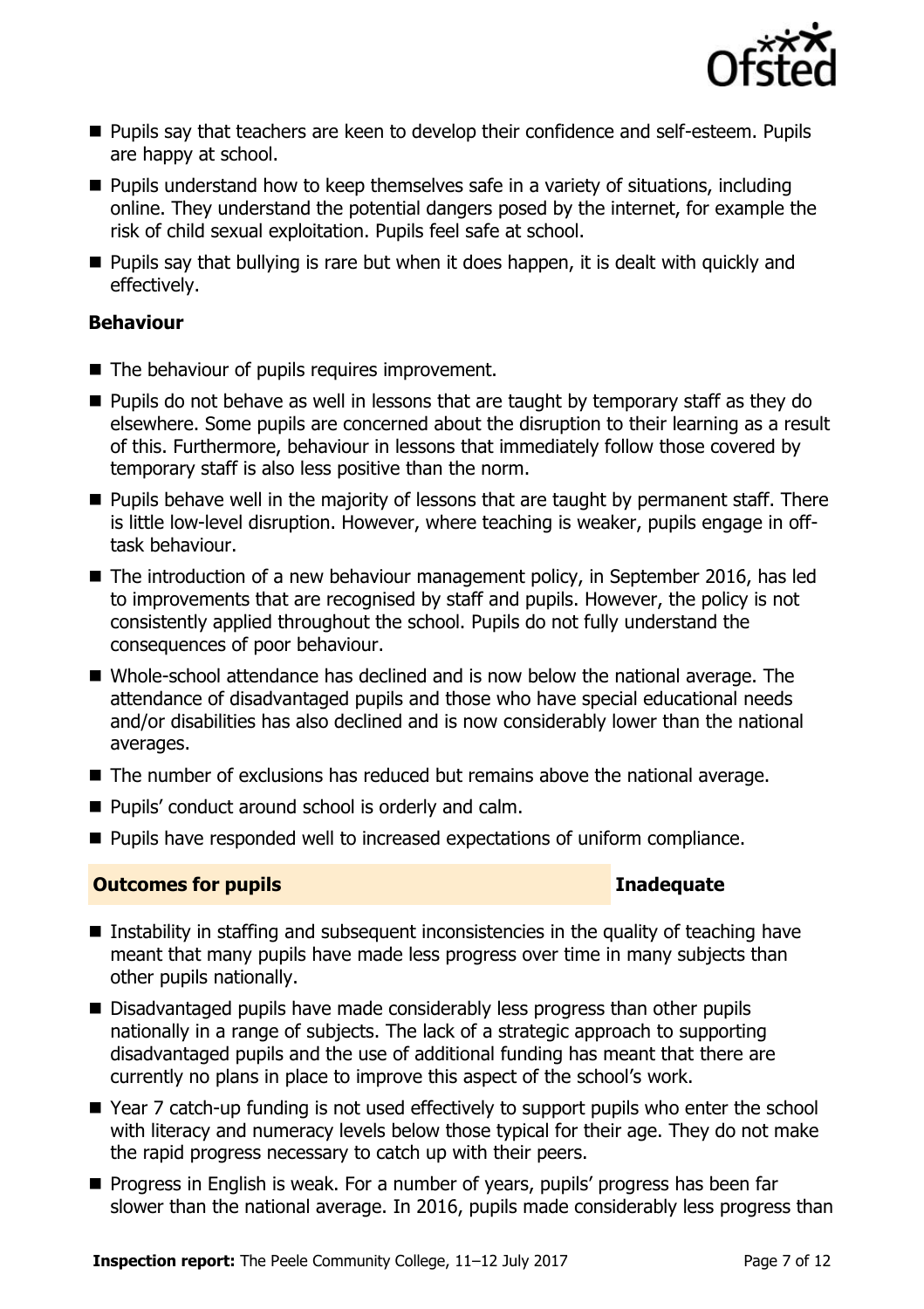- Pupils say that teachers are keen to develop their confidence and self-esteem. Pupils are happy at school.
- Pupils understand how to keep themselves safe in a variety of situations, including online. They understand the potential dangers posed by the internet, for example the risk of child sexual exploitation. Pupils feel safe at school.
- Pupils say that bullying is rare but when it does happen, it is dealt with quickly and effectively.

### Behaviour

- The behaviour of pupils requires improvement.
- Pupils do not behave as well in lessons that are taught by temporary staff as they do elsewhere. Some pupils are concerned about the disruption to their learning as a result of this. Furthermore, behaviour in lessons that immediately follow those covered by temporary staff is also less positive than the norm.
- Pupils behave well in the majority of lessons that are taught by permanent staff. There is little low-level disruption. However, where teaching is weaker, pupils engage in off-task behaviour.
- The introduction of a new behaviour management policy, in September 2016, has led to improvements that are recognised by staff and pupils. However, the policy is not consistently applied throughout the school. Pupils do not fully understand the consequences of poor behaviour.
- Whole-school attendance has declined and is now below the national average. The attendance of disadvantaged pupils and those who have special educational needs and/or disabilities has also declined and is now considerably lower than the national averages.
- The number of exclusions has reduced but remains above the national average.
- Pupils' conduct around school is orderly and calm.
- Pupils have responded well to increased expectations of uniform compliance.

## Outcomes for pupils — Inadequate

- Instability in staffing and subsequent inconsistencies in the quality of teaching have meant that many pupils have made less progress over time in many subjects than other pupils nationally.
- Disadvantaged pupils have made considerably less progress than other pupils nationally in a range of subjects. The lack of a strategic approach to supporting disadvantaged pupils and the use of additional funding has meant that there are currently no plans in place to improve this aspect of the school's work.
- Year 7 catch-up funding is not used effectively to support pupils who enter the school with literacy and numeracy levels below those typical for their age. They do not make the rapid progress necessary to catch up with their peers.
- Progress in English is weak. For a number of years, pupils' progress has been far slower than the national average. In 2016, pupils made considerably less progress than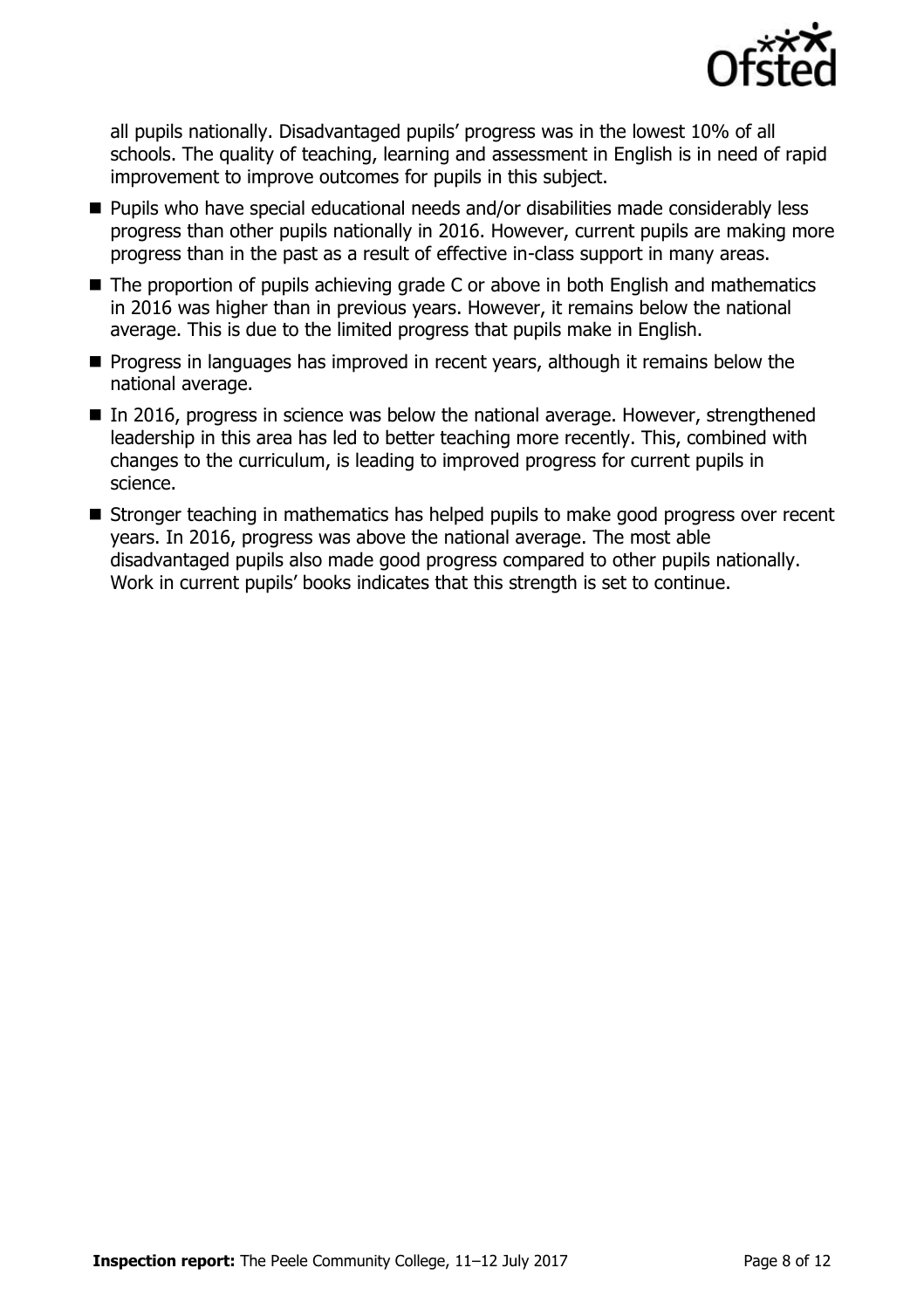all pupils nationally. Disadvantaged pupils' progress was in the lowest 10% of all schools. The quality of teaching, learning and assessment in English is in need of rapid improvement to improve outcomes for pupils in this subject.

- Pupils who have special educational needs and/or disabilities made considerably less progress than other pupils nationally in 2016. However, current pupils are making more progress than in the past as a result of effective in-class support in many areas.
- The proportion of pupils achieving grade C or above in both English and mathematics in 2016 was higher than in previous years. However, it remains below the national average. This is due to the limited progress that pupils make in English.
- Progress in languages has improved in recent years, although it remains below the national average.
- In 2016, progress in science was below the national average. However, strengthened leadership in this area has led to better teaching more recently. This, combined with changes to the curriculum, is leading to improved progress for current pupils in science.
- Stronger teaching in mathematics has helped pupils to make good progress over recent years. In 2016, progress was above the national average. The most able disadvantaged pupils also made good progress compared to other pupils nationally. Work in current pupils' books indicates that this strength is set to continue.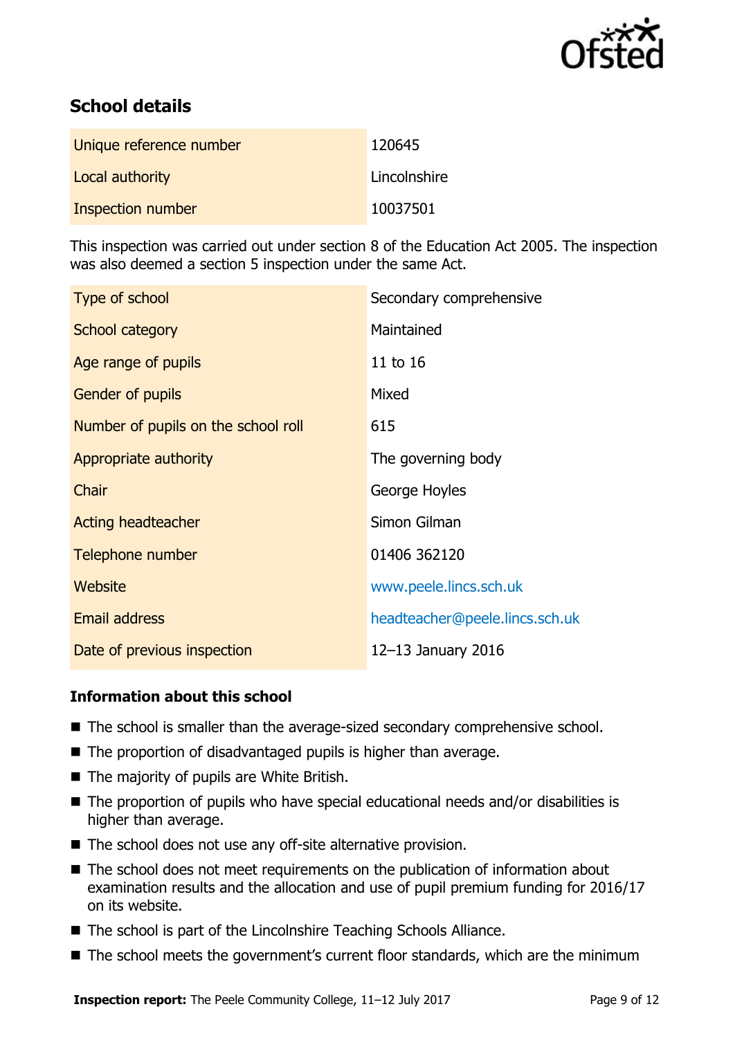## School details

| | |
|---|---|
| Unique reference number | 120645 |
| Local authority | Lincolnshire |
| Inspection number | 10037501 |

This inspection was carried out under section 8 of the Education Act 2005. The inspection was also deemed a section 5 inspection under the same Act.

| | |
|---|---|
| Type of school | Secondary comprehensive |
| School category | Maintained |
| Age range of pupils | 11 to 16 |
| Gender of pupils | Mixed |
| Number of pupils on the school roll | 615 |
| Appropriate authority | The governing body |
| Chair | George Hoyles |
| Acting headteacher | Simon Gilman |
| Telephone number | 01406 362120 |
| Website | www.peele.lincs.sch.uk |
| Email address | headteacher@peele.lincs.sch.uk |
| Date of previous inspection | 12–13 January 2016 |

### Information about this school

- The school is smaller than the average-sized secondary comprehensive school.
- The proportion of disadvantaged pupils is higher than average.
- The majority of pupils are White British.
- The proportion of pupils who have special educational needs and/or disabilities is higher than average.
- The school does not use any off-site alternative provision.
- The school does not meet requirements on the publication of information about examination results and the allocation and use of pupil premium funding for 2016/17 on its website.
- The school is part of the Lincolnshire Teaching Schools Alliance.
- The school meets the government's current floor standards, which are the minimum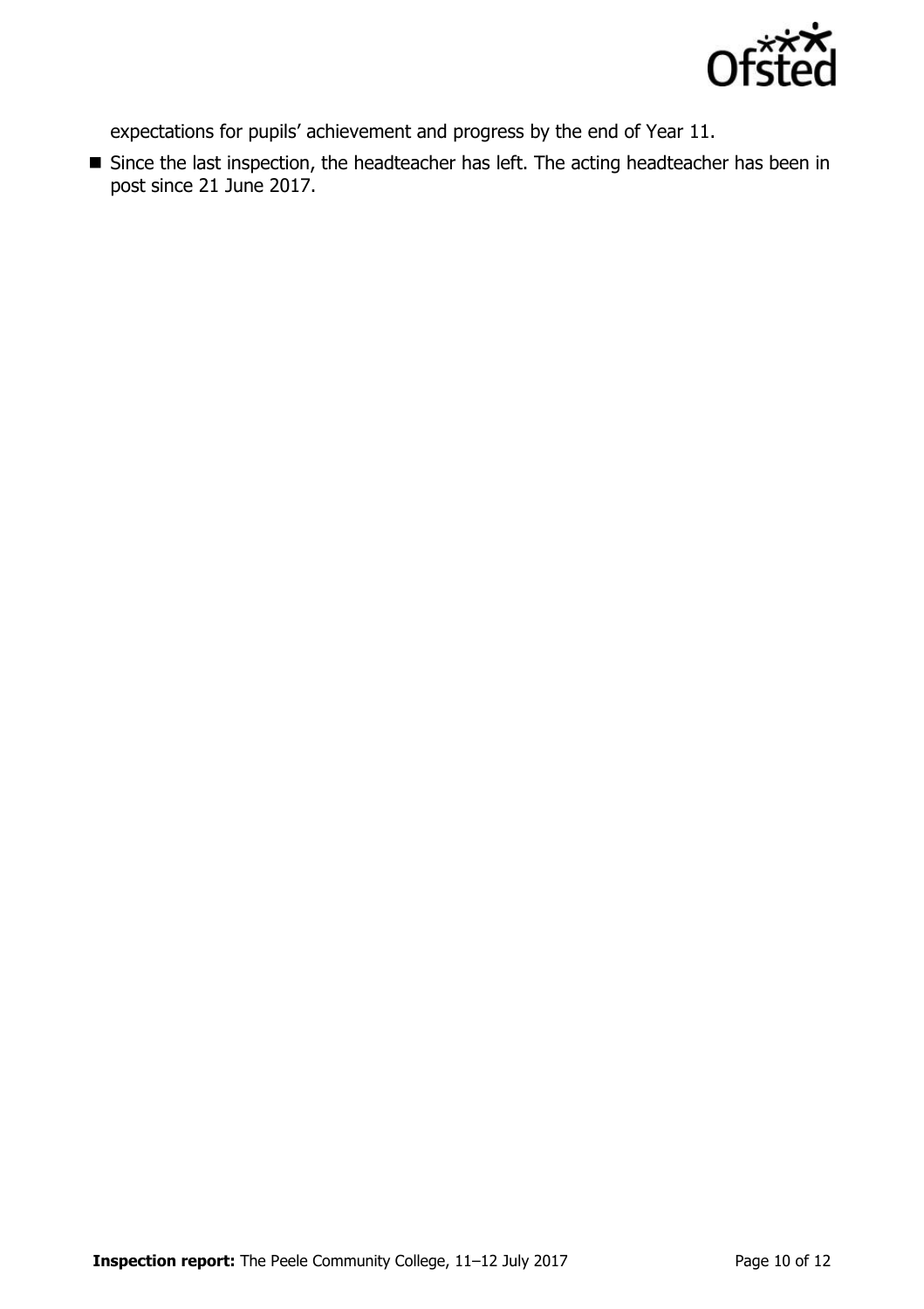expectations for pupils' achievement and progress by the end of Year 11.

- Since the last inspection, the headteacher has left. The acting headteacher has been in post since 21 June 2017.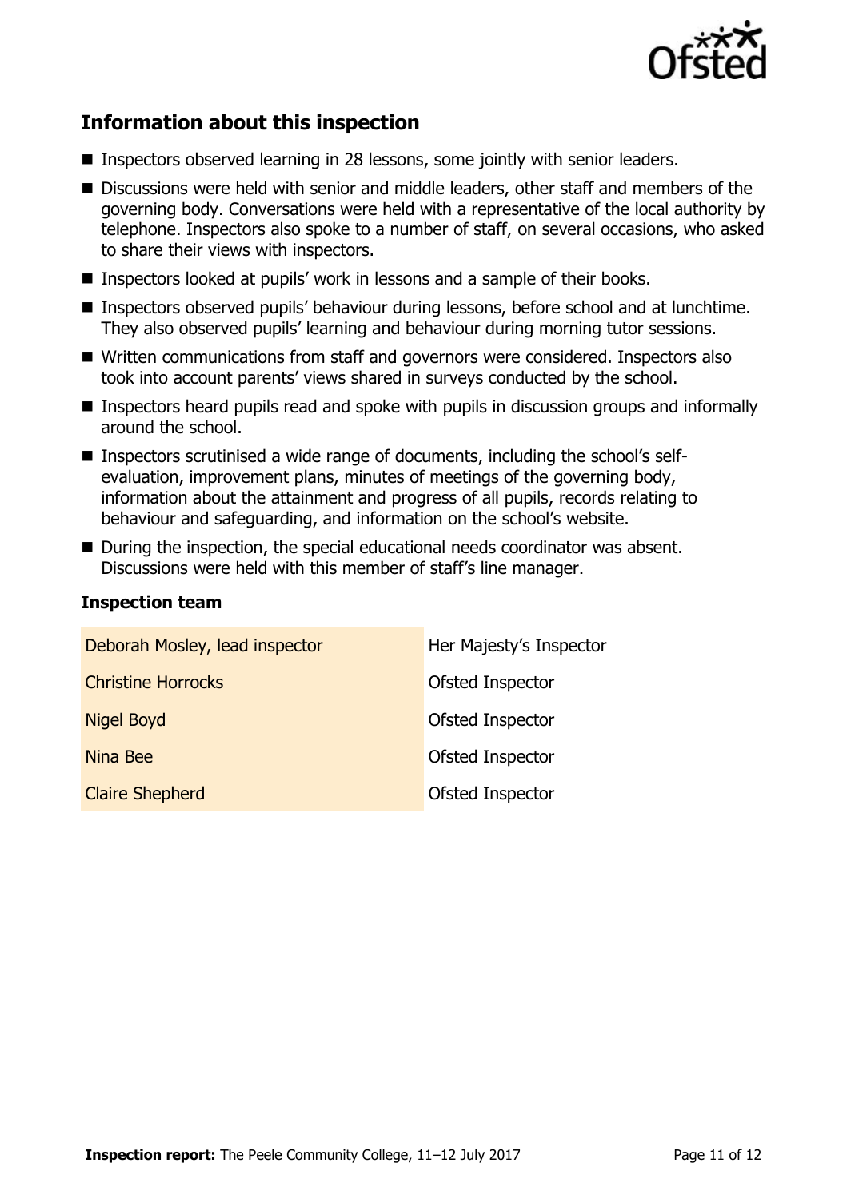## Information about this inspection

- Inspectors observed learning in 28 lessons, some jointly with senior leaders.
- Discussions were held with senior and middle leaders, other staff and members of the governing body. Conversations were held with a representative of the local authority by telephone. Inspectors also spoke to a number of staff, on several occasions, who asked to share their views with inspectors.
- Inspectors looked at pupils' work in lessons and a sample of their books.
- Inspectors observed pupils' behaviour during lessons, before school and at lunchtime. They also observed pupils' learning and behaviour during morning tutor sessions.
- Written communications from staff and governors were considered. Inspectors also took into account parents' views shared in surveys conducted by the school.
- Inspectors heard pupils read and spoke with pupils in discussion groups and informally around the school.
- Inspectors scrutinised a wide range of documents, including the school's self-evaluation, improvement plans, minutes of meetings of the governing body, information about the attainment and progress of all pupils, records relating to behaviour and safeguarding, and information on the school's website.
- During the inspection, the special educational needs coordinator was absent. Discussions were held with this member of staff's line manager.

### Inspection team

| | |
|---|---|
| Deborah Mosley, lead inspector | Her Majesty's Inspector |
| Christine Horrocks | Ofsted Inspector |
| Nigel Boyd | Ofsted Inspector |
| Nina Bee | Ofsted Inspector |
| Claire Shepherd | Ofsted Inspector |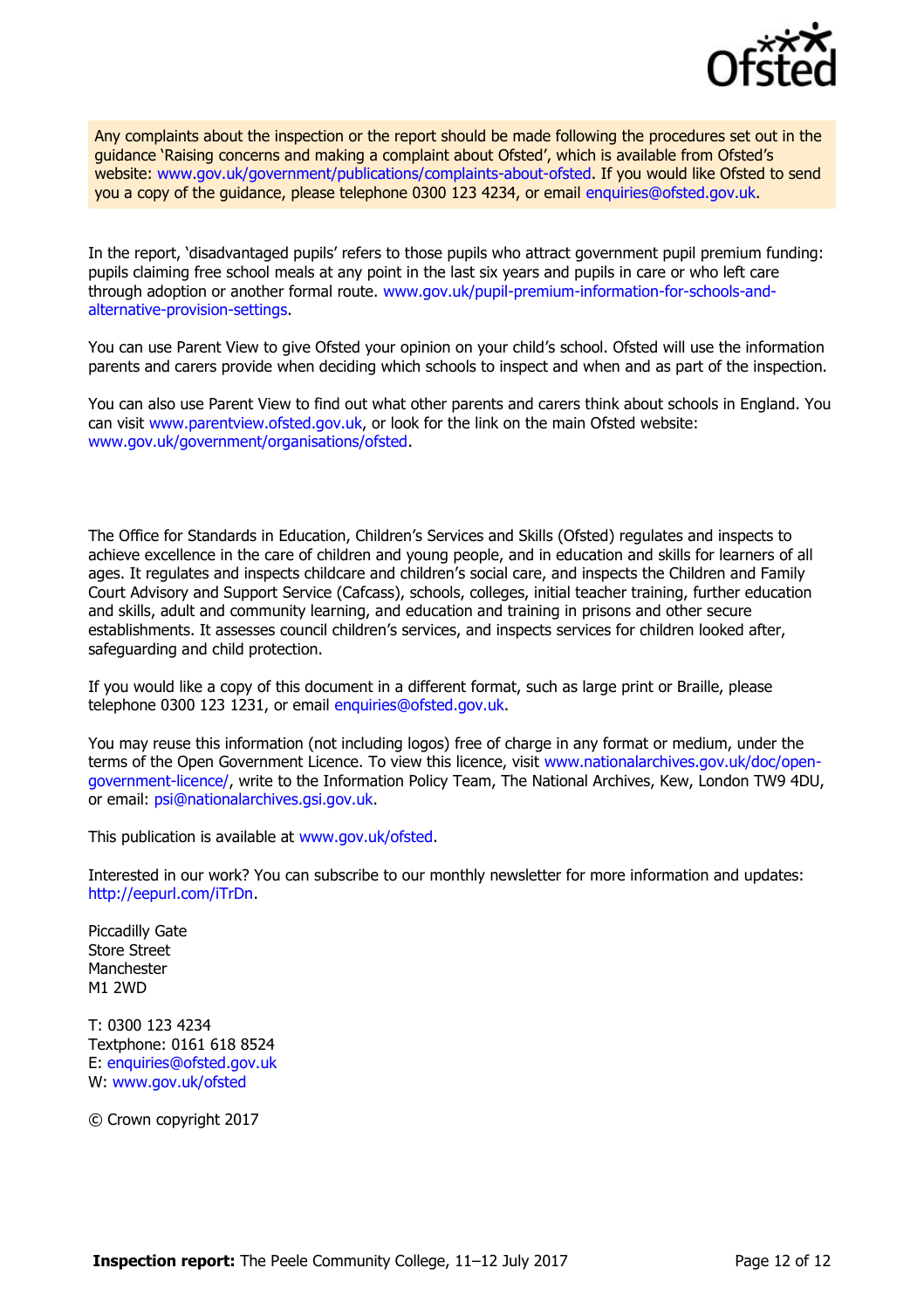Any complaints about the inspection or the report should be made following the procedures set out in the guidance 'Raising concerns and making a complaint about Ofsted', which is available from Ofsted's website: www.gov.uk/government/publications/complaints-about-ofsted. If you would like Ofsted to send you a copy of the guidance, please telephone 0300 123 4234, or email enquiries@ofsted.gov.uk.

In the report, 'disadvantaged pupils' refers to those pupils who attract government pupil premium funding: pupils claiming free school meals at any point in the last six years and pupils in care or who left care through adoption or another formal route. www.gov.uk/pupil-premium-information-for-schools-and-alternative-provision-settings.

You can use Parent View to give Ofsted your opinion on your child's school. Ofsted will use the information parents and carers provide when deciding which schools to inspect and when and as part of the inspection.

You can also use Parent View to find out what other parents and carers think about schools in England. You can visit www.parentview.ofsted.gov.uk, or look for the link on the main Ofsted website: www.gov.uk/government/organisations/ofsted.

The Office for Standards in Education, Children's Services and Skills (Ofsted) regulates and inspects to achieve excellence in the care of children and young people, and in education and skills for learners of all ages. It regulates and inspects childcare and children's social care, and inspects the Children and Family Court Advisory and Support Service (Cafcass), schools, colleges, initial teacher training, further education and skills, adult and community learning, and education and training in prisons and other secure establishments. It assesses council children's services, and inspects services for children looked after, safeguarding and child protection.

If you would like a copy of this document in a different format, such as large print or Braille, please telephone 0300 123 1231, or email enquiries@ofsted.gov.uk.

You may reuse this information (not including logos) free of charge in any format or medium, under the terms of the Open Government Licence. To view this licence, visit www.nationalarchives.gov.uk/doc/open-government-licence/, write to the Information Policy Team, The National Archives, Kew, London TW9 4DU, or email: psi@nationalarchives.gsi.gov.uk.

This publication is available at www.gov.uk/ofsted.

Interested in our work? You can subscribe to our monthly newsletter for more information and updates: http://eepurl.com/iTrDn.

Piccadilly Gate
Store Street
Manchester
M1 2WD

T: 0300 123 4234
Textphone: 0161 618 8524
E: enquiries@ofsted.gov.uk
W: www.gov.uk/ofsted

© Crown copyright 2017